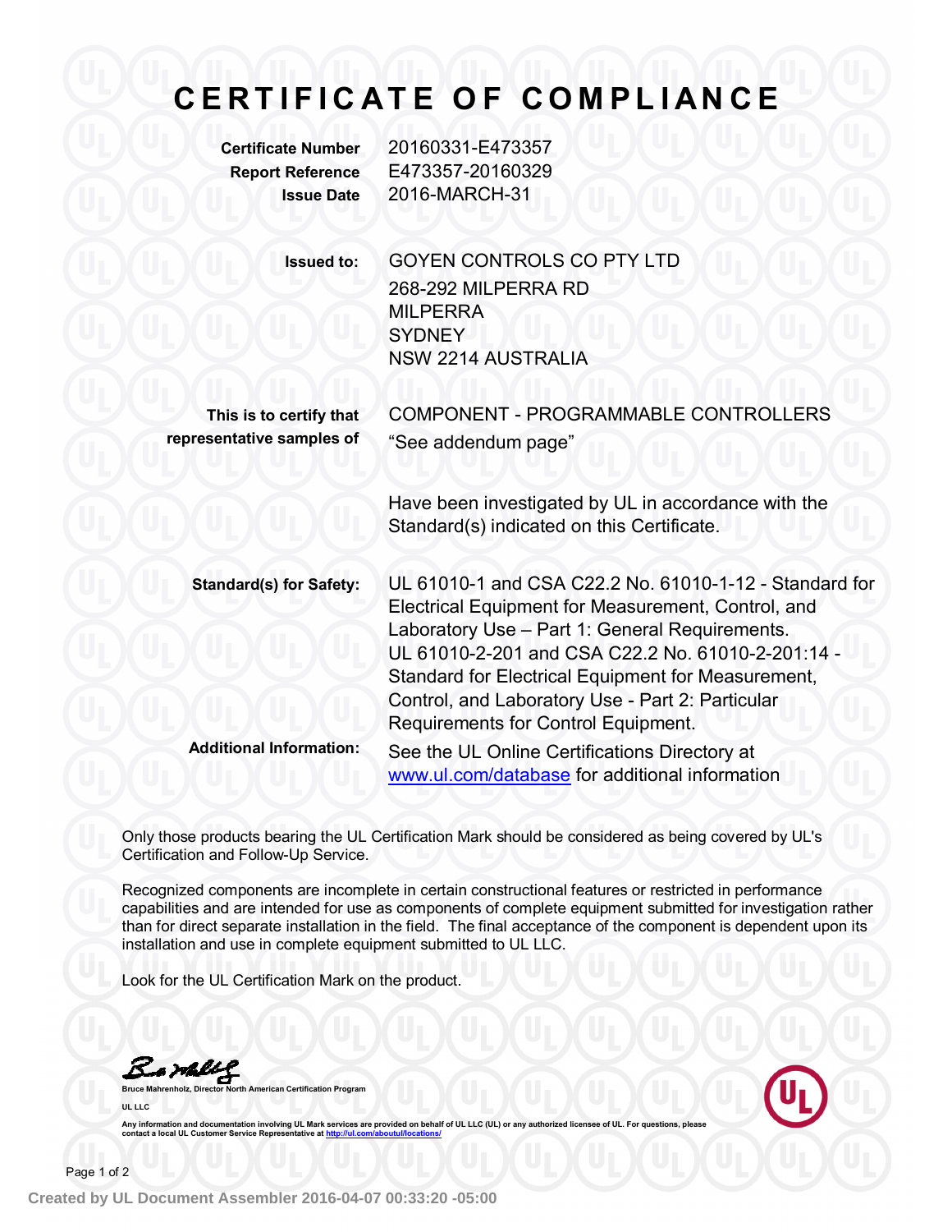# CERTIFICATE OF COMPLIANCE

**Certificate Number** 20160331-E473357
**Report Reference** E473357-20160329
**Issue Date** 2016-MARCH-31

**Issued to:** GOYEN CONTROLS CO PTY LTD
268-292 MILPERRA RD
MILPERRA
SYDNEY
NSW 2214 AUSTRALIA

**This is to certify that representative samples of** COMPONENT - PROGRAMMABLE CONTROLLERS
"See addendum page"

Have been investigated by UL in accordance with the Standard(s) indicated on this Certificate.

**Standard(s) for Safety:** UL 61010-1 and CSA C22.2 No. 61010-1-12 - Standard for Electrical Equipment for Measurement, Control, and Laboratory Use – Part 1: General Requirements.
UL 61010-2-201 and CSA C22.2 No. 61010-2-201:14 - Standard for Electrical Equipment for Measurement, Control, and Laboratory Use - Part 2: Particular Requirements for Control Equipment.

**Additional Information:** See the UL Online Certifications Directory at [www.ul.com/database](www.ul.com/database) for additional information

Only those products bearing the UL Certification Mark should be considered as being covered by UL's Certification and Follow-Up Service.

Recognized components are incomplete in certain constructional features or restricted in performance capabilities and are intended for use as components of complete equipment submitted for investigation rather than for direct separate installation in the field. The final acceptance of the component is dependent upon its installation and use in complete equipment submitted to UL LLC.

Look for the UL Certification Mark on the product.

**Bruce Mahrenholz, Director North American Certification Program**

**UL LLC**

**Any information and documentation involving UL Mark services are provided on behalf of UL LLC (UL) or any authorized licensee of UL. For questions, please contact a local UL Customer Service Representative at [http://ul.com/aboutul/locations/](http://ul.com/aboutul/locations/)**

**Created by UL Document Assembler 2016-04-07 00:33:20 -05:00**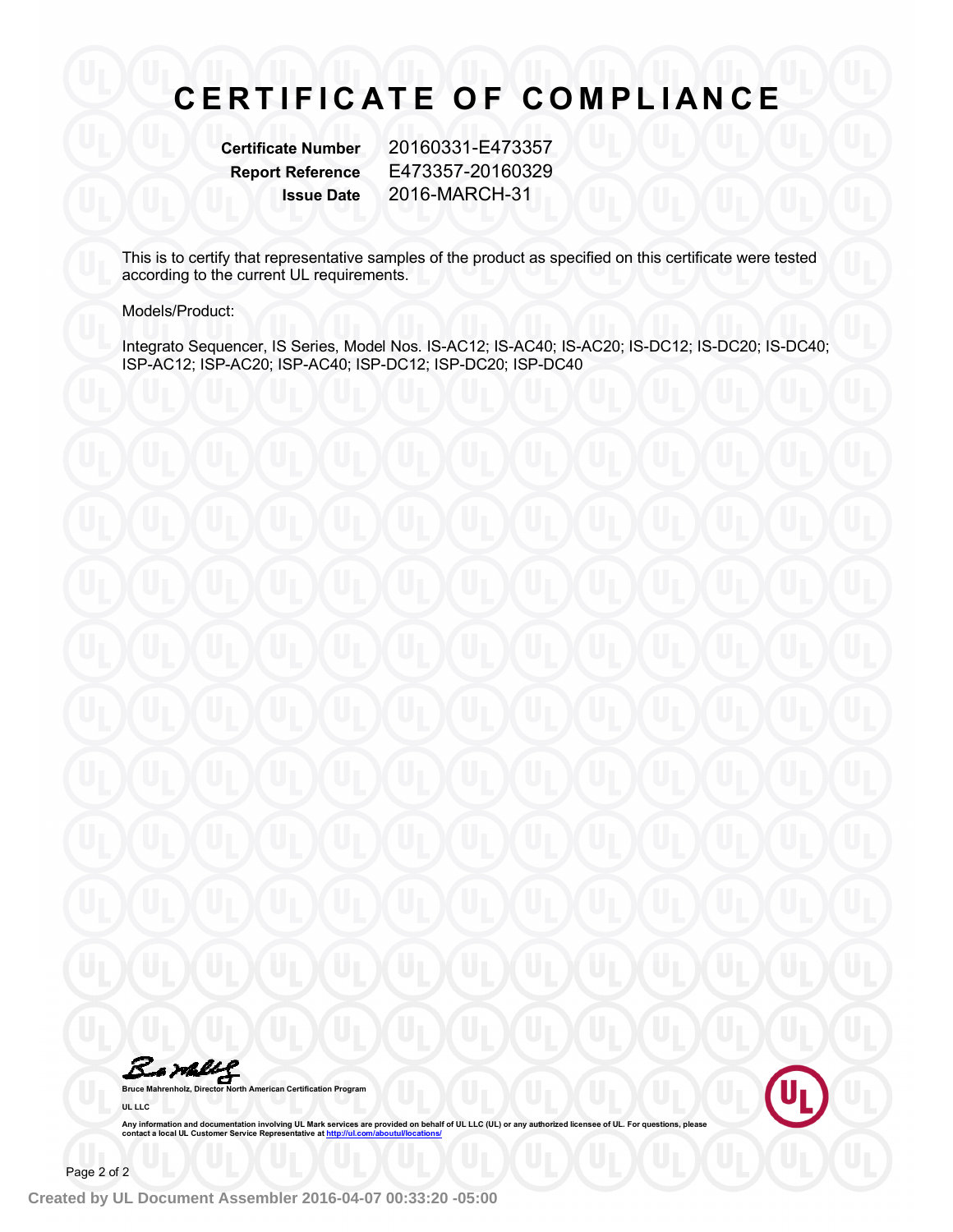# CERTIFICATE OF COMPLIANCE

**Certificate Number** 20160331-E473357
**Report Reference** E473357-20160329
**Issue Date** 2016-MARCH-31

This is to certify that representative samples of the product as specified on this certificate were tested according to the current UL requirements.

Models/Product:

Integrato Sequencer, IS Series, Model Nos. IS-AC12; IS-AC40; IS-AC20; IS-DC12; IS-DC20; IS-DC40; ISP-AC12; ISP-AC20; ISP-AC40; ISP-DC12; ISP-DC20; ISP-DC40

**Bruce Mahrenholz, Director North American Certification Program**

**UL LLC**

**Any information and documentation involving UL Mark services are provided on behalf of UL LLC (UL) or any authorized licensee of UL. For questions, please contact a local UL Customer Service Representative at http://ul.com/aboutul/locations/**

**Created by UL Document Assembler 2016-04-07 00:33:20 -05:00**